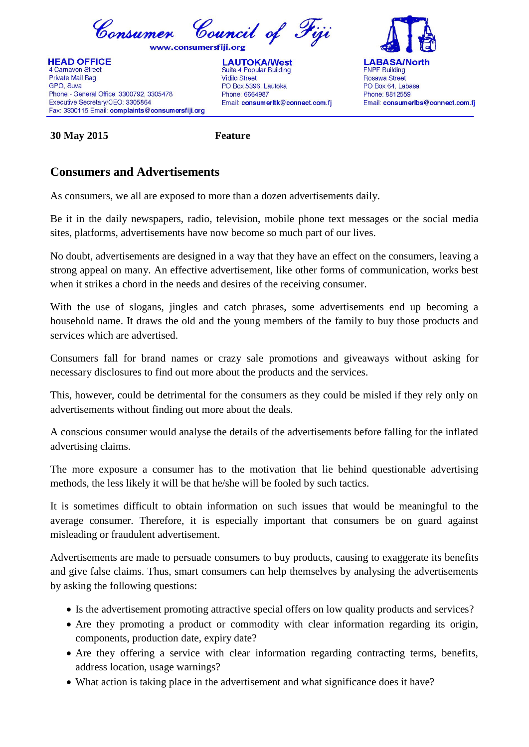# Consumer Council of Fiji

www.consumersfiji.org

**HEAD OFFICE**
4 Carnavon Street
Private Mail Bag
GPO, Suva
Phone - General Office: 3300792, 3305478
Executive Secretary/CEO: 3305864
Fax: 3300115 Email: **complaints@consumersfiji.org**

**LAUTOKA/West**
Suite 4 Popular Building
Vidilo Street
PO Box 5396, Lautoka
Phone: 6664987
Email: **consumerltk@connect.com.fj**

**LABASA/North**
FNPF Building
Rosawa Street
PO Box 64, Labasa
Phone: 8812559
Email: **consumerlbs@connect.com.fj**

**30 May 2015** **Feature**

## Consumers and Advertisements

As consumers, we all are exposed to more than a dozen advertisements daily.

Be it in the daily newspapers, radio, television, mobile phone text messages or the social media sites, platforms, advertisements have now become so much part of our lives.

No doubt, advertisements are designed in a way that they have an effect on the consumers, leaving a strong appeal on many. An effective advertisement, like other forms of communication, works best when it strikes a chord in the needs and desires of the receiving consumer.

With the use of slogans, jingles and catch phrases, some advertisements end up becoming a household name. It draws the old and the young members of the family to buy those products and services which are advertised.

Consumers fall for brand names or crazy sale promotions and giveaways without asking for necessary disclosures to find out more about the products and the services.

This, however, could be detrimental for the consumers as they could be misled if they rely only on advertisements without finding out more about the deals.

A conscious consumer would analyse the details of the advertisements before falling for the inflated advertising claims.

The more exposure a consumer has to the motivation that lie behind questionable advertising methods, the less likely it will be that he/she will be fooled by such tactics.

It is sometimes difficult to obtain information on such issues that would be meaningful to the average consumer. Therefore, it is especially important that consumers be on guard against misleading or fraudulent advertisement.

Advertisements are made to persuade consumers to buy products, causing to exaggerate its benefits and give false claims. Thus, smart consumers can help themselves by analysing the advertisements by asking the following questions:

- Is the advertisement promoting attractive special offers on low quality products and services?
- Are they promoting a product or commodity with clear information regarding its origin, components, production date, expiry date?
- Are they offering a service with clear information regarding contracting terms, benefits, address location, usage warnings?
- What action is taking place in the advertisement and what significance does it have?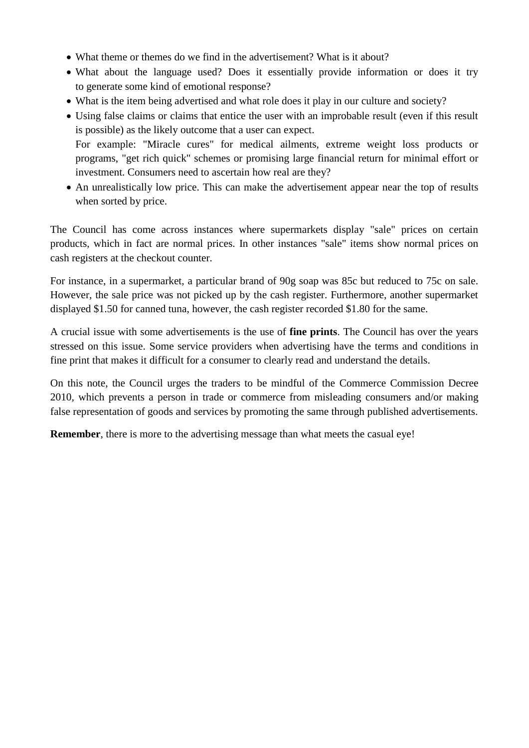- What theme or themes do we find in the advertisement? What is it about?
- What about the language used? Does it essentially provide information or does it try to generate some kind of emotional response?
- What is the item being advertised and what role does it play in our culture and society?
- Using false claims or claims that entice the user with an improbable result (even if this result is possible) as the likely outcome that a user can expect.
  For example: "Miracle cures" for medical ailments, extreme weight loss products or programs, "get rich quick" schemes or promising large financial return for minimal effort or investment. Consumers need to ascertain how real are they?
- An unrealistically low price. This can make the advertisement appear near the top of results when sorted by price.

The Council has come across instances where supermarkets display "sale" prices on certain products, which in fact are normal prices. In other instances "sale" items show normal prices on cash registers at the checkout counter.

For instance, in a supermarket, a particular brand of 90g soap was 85c but reduced to 75c on sale. However, the sale price was not picked up by the cash register. Furthermore, another supermarket displayed $1.50 for canned tuna, however, the cash register recorded $1.80 for the same.

A crucial issue with some advertisements is the use of **fine prints**. The Council has over the years stressed on this issue. Some service providers when advertising have the terms and conditions in fine print that makes it difficult for a consumer to clearly read and understand the details.

On this note, the Council urges the traders to be mindful of the Commerce Commission Decree 2010, which prevents a person in trade or commerce from misleading consumers and/or making false representation of goods and services by promoting the same through published advertisements.

**Remember**, there is more to the advertising message than what meets the casual eye!